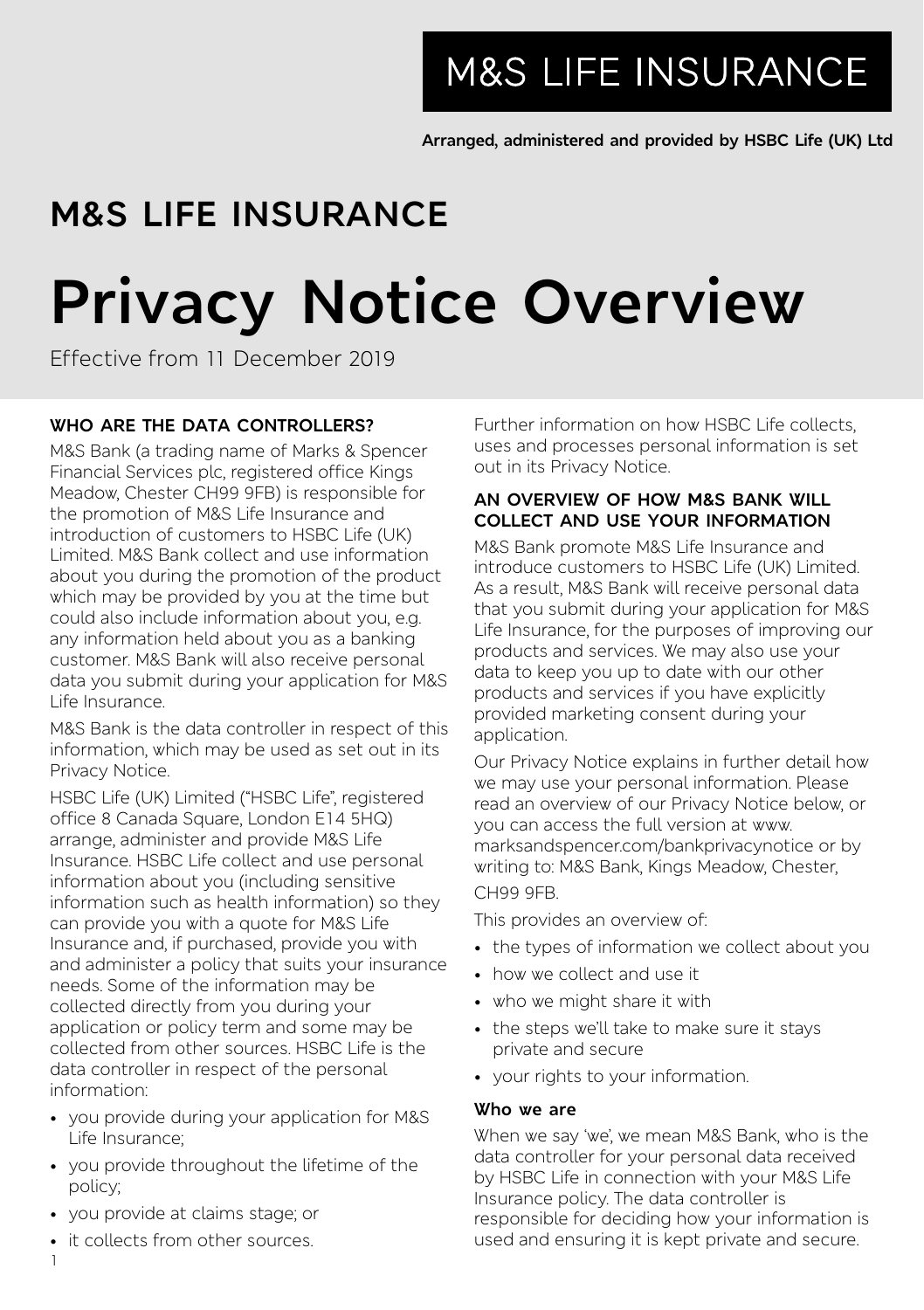# M&S LIFE INSURANCE

**Arranged, administered and provided by HSBC Life (UK) Ltd**

## M&S LIFE INSURANCE

# Privacy Notice Overview

Effective from 11 December 2019

### WHO ARE THE DATA CONTROLLERS?

M&S Bank (a trading name of Marks & Spencer Financial Services plc, registered office Kings Meadow, Chester CH99 9FB) is responsible for the promotion of M&S Life Insurance and introduction of customers to HSBC Life (UK) Limited. M&S Bank collect and use information about you during the promotion of the product which may be provided by you at the time but could also include information about you, e.g. any information held about you as a banking customer. M&S Bank will also receive personal data you submit during your application for M&S Life Insurance.

M&S Bank is the data controller in respect of this information, which may be used as set out in its Privacy Notice.

HSBC Life (UK) Limited ("HSBC Life", registered office 8 Canada Square, London E14 5HQ) arrange, administer and provide M&S Life Insurance. HSBC Life collect and use personal information about you (including sensitive information such as health information) so they can provide you with a quote for M&S Life Insurance and, if purchased, provide you with and administer a policy that suits your insurance needs. Some of the information may be collected directly from you during your application or policy term and some may be collected from other sources. HSBC Life is the data controller in respect of the personal information:

- you provide during your application for M&S Life Insurance;
- you provide throughout the lifetime of the policy;
- you provide at claims stage; or
- it collects from other sources.

Further information on how HSBC Life collects, uses and processes personal information is set out in its Privacy Notice.

### AN OVERVIEW OF HOW M&S BANK WILL COLLECT AND USE YOUR INFORMATION

M&S Bank promote M&S Life Insurance and introduce customers to HSBC Life (UK) Limited. As a result, M&S Bank will receive personal data that you submit during your application for M&S Life Insurance, for the purposes of improving our products and services. We may also use your data to keep you up to date with our other products and services if you have explicitly provided marketing consent during your application.

Our Privacy Notice explains in further detail how we may use your personal information. Please read an overview of our Privacy Notice below, or you can access the full version at www.marksandspencer.com/bankprivacynotice or by writing to: M&S Bank, Kings Meadow, Chester, CH99 9FB.

This provides an overview of:

- the types of information we collect about you
- how we collect and use it
- who we might share it with
- the steps we'll take to make sure it stays private and secure
- your rights to your information.

#### Who we are

When we say 'we', we mean M&S Bank, who is the data controller for your personal data received by HSBC Life in connection with your M&S Life Insurance policy. The data controller is responsible for deciding how your information is used and ensuring it is kept private and secure.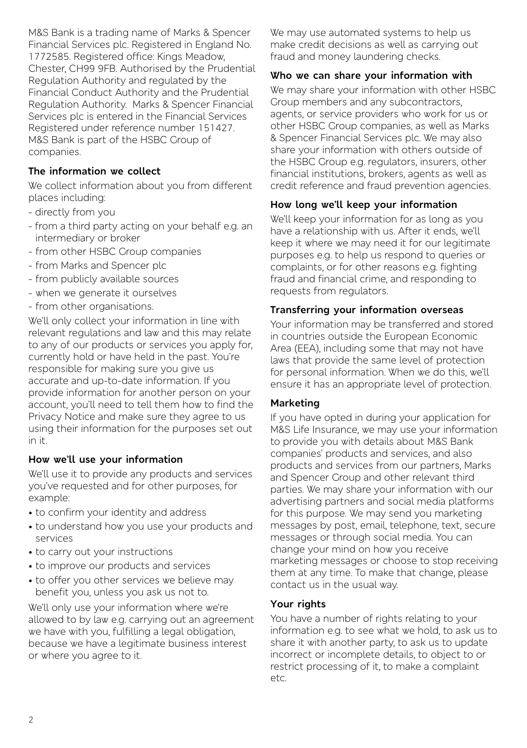M&S Bank is a trading name of Marks & Spencer Financial Services plc. Registered in England No. 1772585. Registered office: Kings Meadow, Chester, CH99 9FB. Authorised by the Prudential Regulation Authority and regulated by the Financial Conduct Authority and the Prudential Regulation Authority. Marks & Spencer Financial Services plc is entered in the Financial Services Registered under reference number 151427. M&S Bank is part of the HSBC Group of companies.

### The information we collect

We collect information about you from different places including:

- directly from you
- from a third party acting on your behalf e.g. an intermediary or broker
- from other HSBC Group companies
- from Marks and Spencer plc
- from publicly available sources
- when we generate it ourselves
- from other organisations.

We'll only collect your information in line with relevant regulations and law and this may relate to any of our products or services you apply for, currently hold or have held in the past. You're responsible for making sure you give us accurate and up-to-date information. If you provide information for another person on your account, you'll need to tell them how to find the Privacy Notice and make sure they agree to us using their information for the purposes set out in it.

### How we'll use your information

We'll use it to provide any products and services you've requested and for other purposes, for example:

- to confirm your identity and address
- to understand how you use your products and services
- to carry out your instructions
- to improve our products and services
- to offer you other services we believe may benefit you, unless you ask us not to.

We'll only use your information where we're allowed to by law e.g. carrying out an agreement we have with you, fulfilling a legal obligation, because we have a legitimate business interest or where you agree to it.

We may use automated systems to help us make credit decisions as well as carrying out fraud and money laundering checks.

### Who we can share your information with

We may share your information with other HSBC Group members and any subcontractors, agents, or service providers who work for us or other HSBC Group companies, as well as Marks & Spencer Financial Services plc. We may also share your information with others outside of the HSBC Group e.g. regulators, insurers, other financial institutions, brokers, agents as well as credit reference and fraud prevention agencies.

### How long we'll keep your information

We'll keep your information for as long as you have a relationship with us. After it ends, we'll keep it where we may need it for our legitimate purposes e.g. to help us respond to queries or complaints, or for other reasons e.g. fighting fraud and financial crime, and responding to requests from regulators.

### Transferring your information overseas

Your information may be transferred and stored in countries outside the European Economic Area (EEA), including some that may not have laws that provide the same level of protection for personal information. When we do this, we'll ensure it has an appropriate level of protection.

### Marketing

If you have opted in during your application for M&S Life Insurance, we may use your information to provide you with details about M&S Bank companies' products and services, and also products and services from our partners, Marks and Spencer Group and other relevant third parties. We may share your information with our advertising partners and social media platforms for this purpose. We may send you marketing messages by post, email, telephone, text, secure messages or through social media. You can change your mind on how you receive marketing messages or choose to stop receiving them at any time. To make that change, please contact us in the usual way.

### Your rights

You have a number of rights relating to your information e.g. to see what we hold, to ask us to share it with another party, to ask us to update incorrect or incomplete details, to object to or restrict processing of it, to make a complaint etc.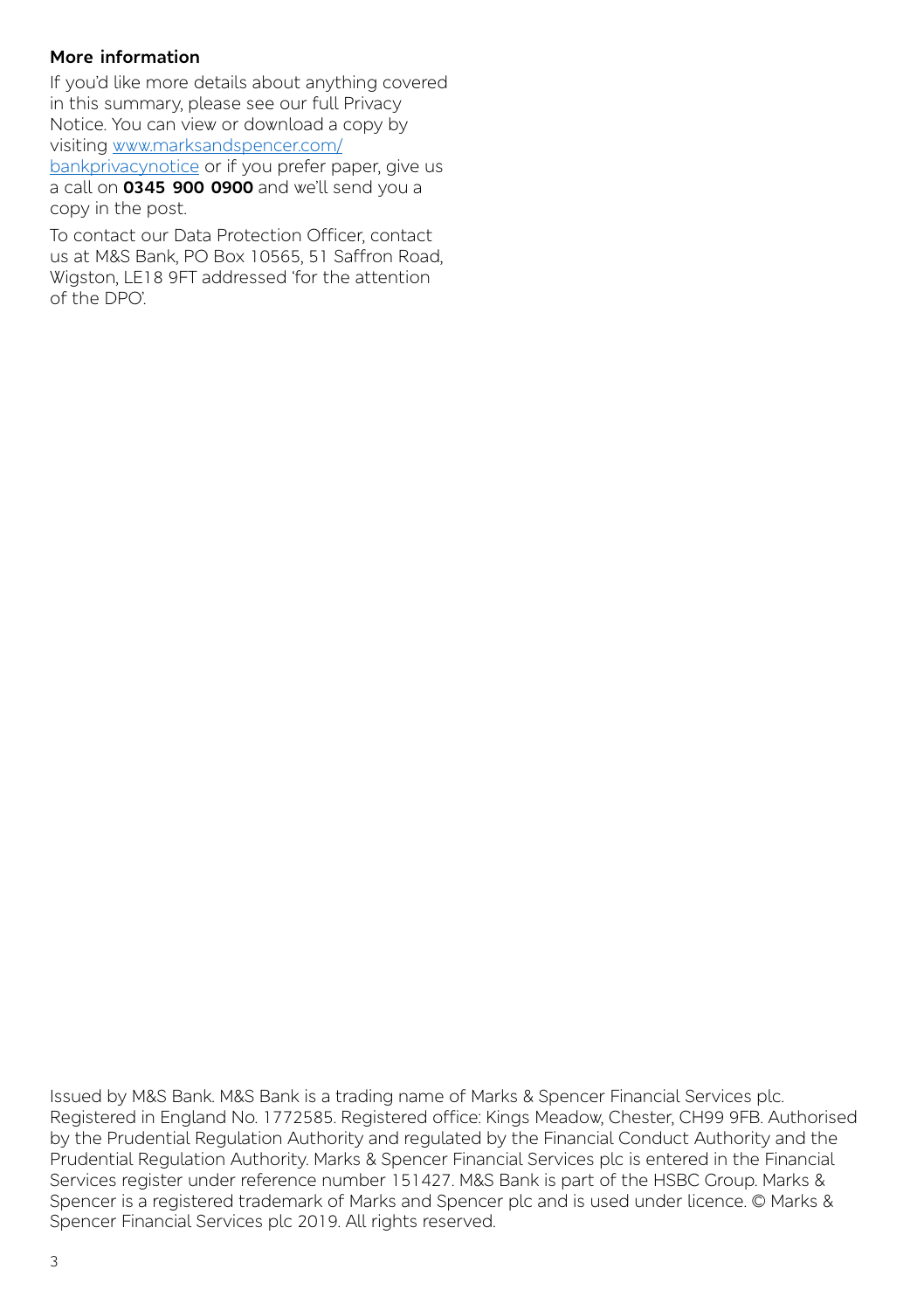**More information**

If you'd like more details about anything covered in this summary, please see our full Privacy Notice. You can view or download a copy by visiting www.marksandspencer.com/bankprivacynotice or if you prefer paper, give us a call on **0345 900 0900** and we'll send you a copy in the post.

To contact our Data Protection Officer, contact us at M&S Bank, PO Box 10565, 51 Saffron Road, Wigston, LE18 9FT addressed 'for the attention of the DPO'.

Issued by M&S Bank. M&S Bank is a trading name of Marks & Spencer Financial Services plc. Registered in England No. 1772585. Registered office: Kings Meadow, Chester, CH99 9FB. Authorised by the Prudential Regulation Authority and regulated by the Financial Conduct Authority and the Prudential Regulation Authority. Marks & Spencer Financial Services plc is entered in the Financial Services register under reference number 151427. M&S Bank is part of the HSBC Group. Marks & Spencer is a registered trademark of Marks and Spencer plc and is used under licence. © Marks & Spencer Financial Services plc 2019. All rights reserved.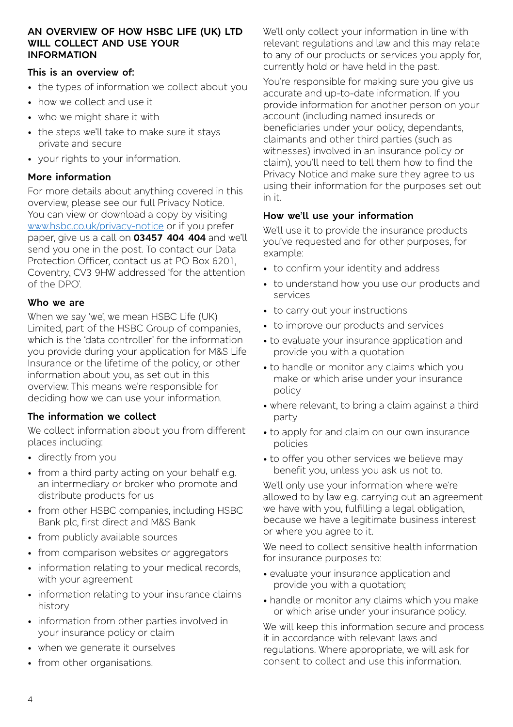## AN OVERVIEW OF HOW HSBC LIFE (UK) LTD WILL COLLECT AND USE YOUR INFORMATION

### This is an overview of:

- the types of information we collect about you
- how we collect and use it
- who we might share it with
- the steps we'll take to make sure it stays private and secure
- your rights to your information.

### More information

For more details about anything covered in this overview, please see our full Privacy Notice. You can view or download a copy by visiting www.hsbc.co.uk/privacy-notice or if you prefer paper, give us a call on **03457 404 404** and we'll send you one in the post. To contact our Data Protection Officer, contact us at PO Box 6201, Coventry, CV3 9HW addressed 'for the attention of the DPO'.

### Who we are

When we say 'we', we mean HSBC Life (UK) Limited, part of the HSBC Group of companies, which is the 'data controller' for the information you provide during your application for M&S Life Insurance or the lifetime of the policy, or other information about you, as set out in this overview. This means we're responsible for deciding how we can use your information.

### The information we collect

We collect information about you from different places including:

- directly from you
- from a third party acting on your behalf e.g. an intermediary or broker who promote and distribute products for us
- from other HSBC companies, including HSBC Bank plc, first direct and M&S Bank
- from publicly available sources
- from comparison websites or aggregators
- information relating to your medical records, with your agreement
- information relating to your insurance claims history
- information from other parties involved in your insurance policy or claim
- when we generate it ourselves
- from other organisations.

We'll only collect your information in line with relevant regulations and law and this may relate to any of our products or services you apply for, currently hold or have held in the past.

You're responsible for making sure you give us accurate and up-to-date information. If you provide information for another person on your account (including named insureds or beneficiaries under your policy, dependants, claimants and other third parties (such as witnesses) involved in an insurance policy or claim), you'll need to tell them how to find the Privacy Notice and make sure they agree to us using their information for the purposes set out in it.

### How we'll use your information

We'll use it to provide the insurance products you've requested and for other purposes, for example:

- to confirm your identity and address
- to understand how you use our products and services
- to carry out your instructions
- to improve our products and services
- to evaluate your insurance application and provide you with a quotation
- to handle or monitor any claims which you make or which arise under your insurance policy
- where relevant, to bring a claim against a third party
- to apply for and claim on our own insurance policies
- to offer you other services we believe may benefit you, unless you ask us not to.

We'll only use your information where we're allowed to by law e.g. carrying out an agreement we have with you, fulfilling a legal obligation, because we have a legitimate business interest or where you agree to it.

We need to collect sensitive health information for insurance purposes to:

- evaluate your insurance application and provide you with a quotation;
- handle or monitor any claims which you make or which arise under your insurance policy.

We will keep this information secure and process it in accordance with relevant laws and regulations. Where appropriate, we will ask for consent to collect and use this information.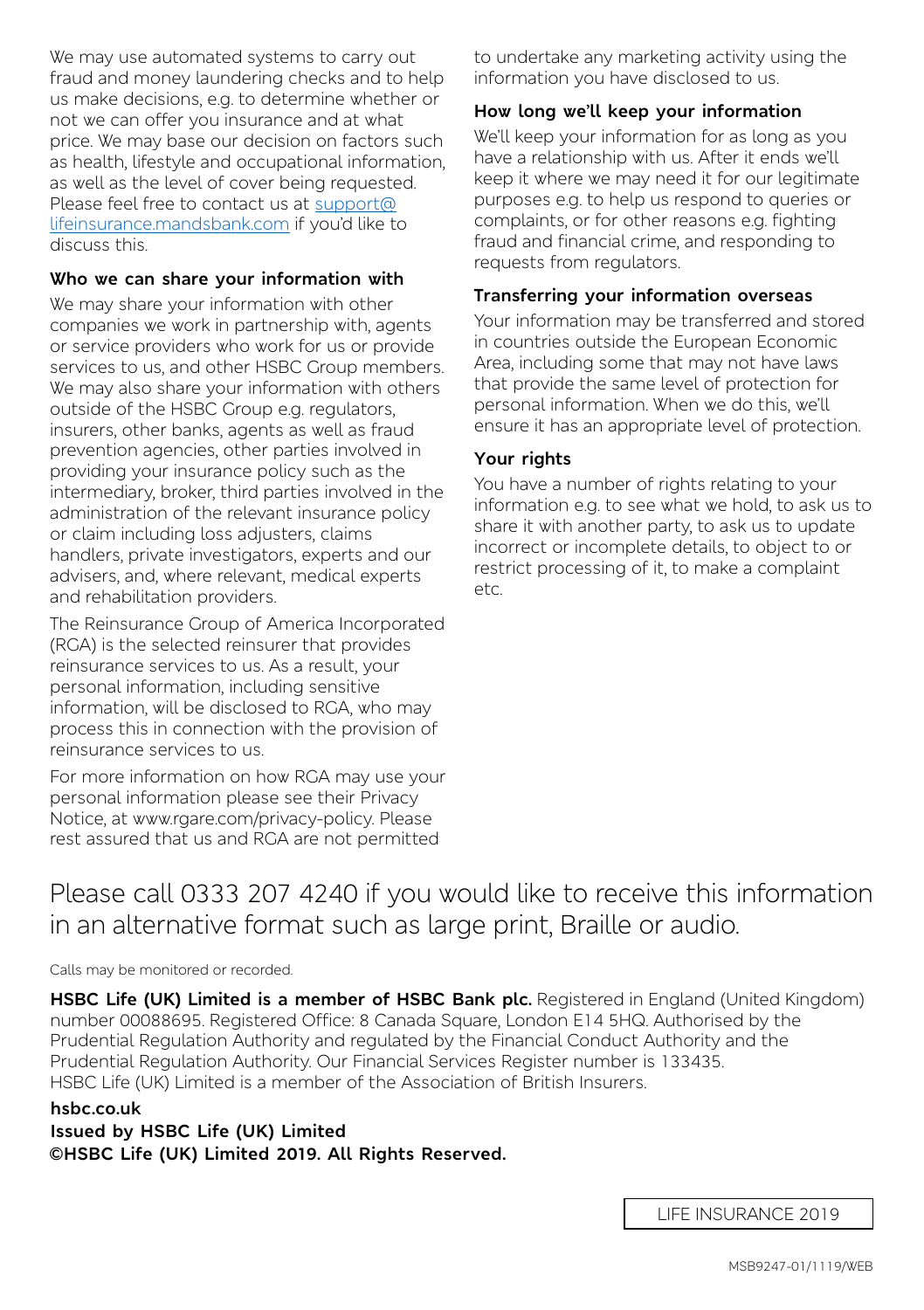We may use automated systems to carry out fraud and money laundering checks and to help us make decisions, e.g. to determine whether or not we can offer you insurance and at what price. We may base our decision on factors such as health, lifestyle and occupational information, as well as the level of cover being requested. Please feel free to contact us at support@lifeinsurance.mandsbank.com if you'd like to discuss this.

### Who we can share your information with

We may share your information with other companies we work in partnership with, agents or service providers who work for us or provide services to us, and other HSBC Group members. We may also share your information with others outside of the HSBC Group e.g. regulators, insurers, other banks, agents as well as fraud prevention agencies, other parties involved in providing your insurance policy such as the intermediary, broker, third parties involved in the administration of the relevant insurance policy or claim including loss adjusters, claims handlers, private investigators, experts and our advisers, and, where relevant, medical experts and rehabilitation providers.

The Reinsurance Group of America Incorporated (RGA) is the selected reinsurer that provides reinsurance services to us. As a result, your personal information, including sensitive information, will be disclosed to RGA, who may process this in connection with the provision of reinsurance services to us.

For more information on how RGA may use your personal information please see their Privacy Notice, at www.rgare.com/privacy-policy. Please rest assured that us and RGA are not permitted to undertake any marketing activity using the information you have disclosed to us.

### How long we'll keep your information

We'll keep your information for as long as you have a relationship with us. After it ends we'll keep it where we may need it for our legitimate purposes e.g. to help us respond to queries or complaints, or for other reasons e.g. fighting fraud and financial crime, and responding to requests from regulators.

### Transferring your information overseas

Your information may be transferred and stored in countries outside the European Economic Area, including some that may not have laws that provide the same level of protection for personal information. When we do this, we'll ensure it has an appropriate level of protection.

### Your rights

You have a number of rights relating to your information e.g. to see what we hold, to ask us to share it with another party, to ask us to update incorrect or incomplete details, to object to or restrict processing of it, to make a complaint etc.

## Please call 0333 207 4240 if you would like to receive this information in an alternative format such as large print, Braille or audio.

Calls may be monitored or recorded.

**HSBC Life (UK) Limited is a member of HSBC Bank plc.** Registered in England (United Kingdom) number 00088695. Registered Office: 8 Canada Square, London E14 5HQ. Authorised by the Prudential Regulation Authority and regulated by the Financial Conduct Authority and the Prudential Regulation Authority. Our Financial Services Register number is 133435. HSBC Life (UK) Limited is a member of the Association of British Insurers.

**hsbc.co.uk**

**Issued by HSBC Life (UK) Limited**

**©HSBC Life (UK) Limited 2019. All Rights Reserved.**

LIFE INSURANCE 2019

MSB9247-01/1119/WEB